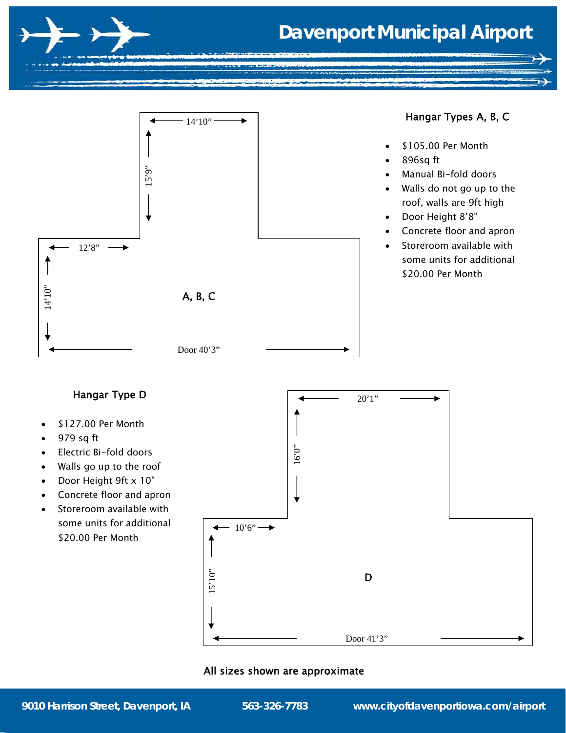# Davenport Municipal Airport

14’10”

15’9”

12’8”

14’10”

A, B, C

Door 40’3”

### Hangar Types A, B, C

- $105.00 Per Month
- 896sq ft
- Manual Bi-fold doors
- Walls do not go up to the roof, walls are 9ft high
- Door Height 8’8”
- Concrete floor and apron
- Storeroom available with some units for additional $20.00 Per Month

### Hangar Type D

- $127.00 Per Month
- 979 sq ft
- Electric Bi-fold doors
- Walls go up to the roof
- Door Height 9ft x 10”
- Concrete floor and apron
- Storeroom available with some units for additional $20.00 Per Month

20’1”

16’0”

10’6”

15’10”

D

Door 41’3”

All sizes shown are approximate

9010 Harrison Street, Davenport, IA | 563-326-7783 | www.cityofdavenportiowa.com/airport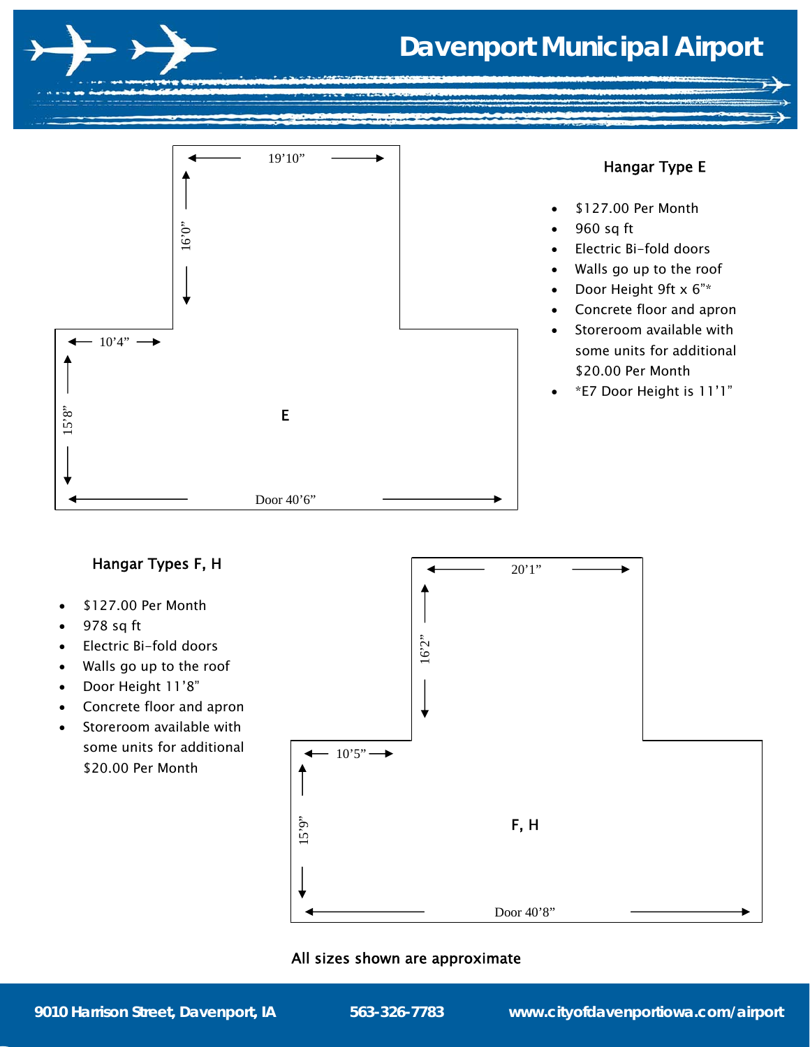# Davenport Municipal Airport

19'10"

16'0"

10'4"

15'8"

E

Door 40'6"

### Hangar Type E

- $127.00 Per Month
- 960 sq ft
- Electric Bi-fold doors
- Walls go up to the roof
- Door Height 9ft x 6"*
- Concrete floor and apron
- Storeroom available with some units for additional $20.00 Per Month
- *E7 Door Height is 11'1"

### Hangar Types F, H

- $127.00 Per Month
- 978 sq ft
- Electric Bi-fold doors
- Walls go up to the roof
- Door Height 11'8"
- Concrete floor and apron
- Storeroom available with some units for additional $20.00 Per Month

20'1"

16'2"

10'5"

15'9"

F, H

Door 40'8"

All sizes shown are approximate

9010 Harrison Street, Davenport, IA    563-326-7783    www.cityofdavenportiowa.com/airport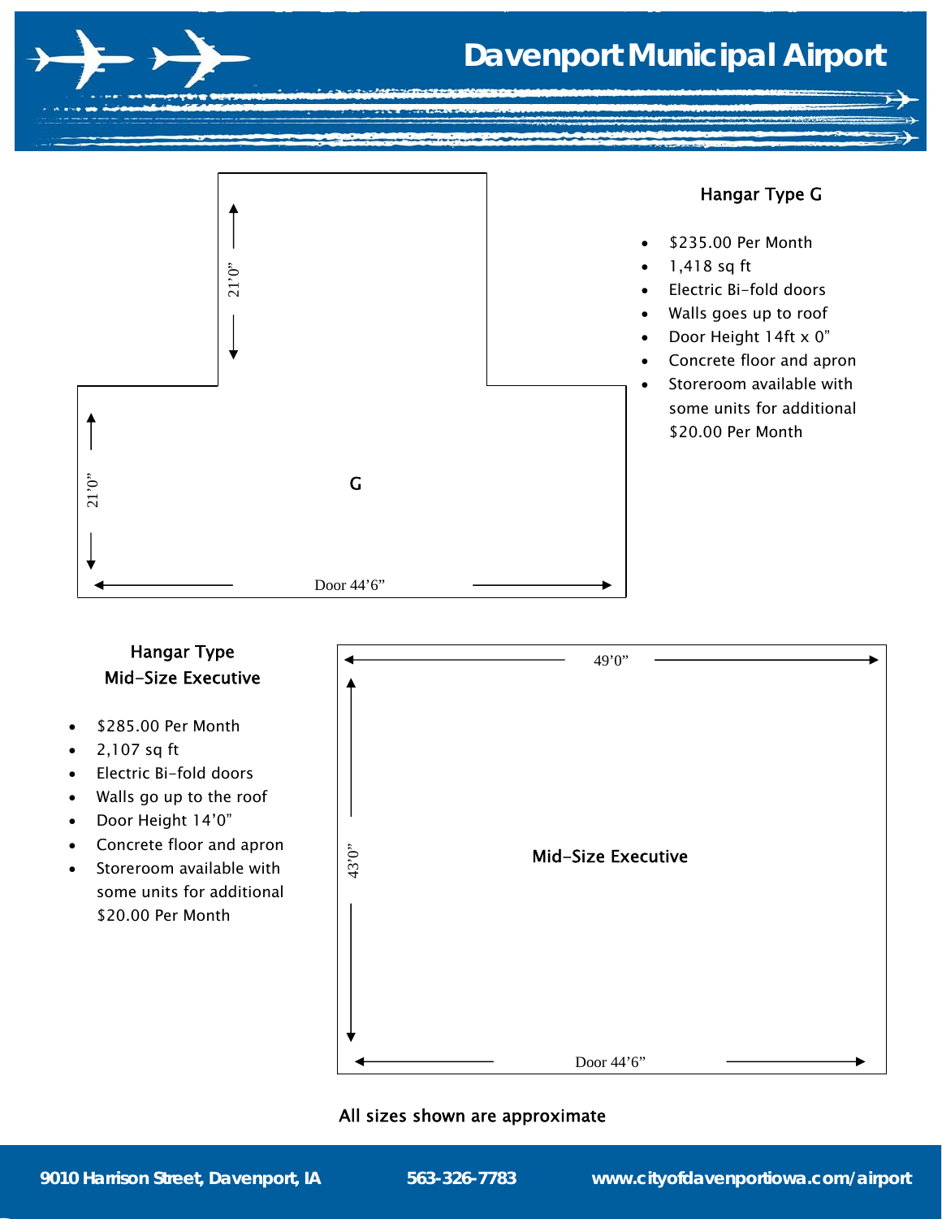# Davenport Municipal Airport

21'0"

21'0"

G

Door 44'6"

### Hangar Type G

- $235.00 Per Month
- 1,418 sq ft
- Electric Bi-fold doors
- Walls goes up to roof
- Door Height 14ft x 0"
- Concrete floor and apron
- Storeroom available with some units for additional $20.00 Per Month

### Hangar Type Mid-Size Executive

- $285.00 Per Month
- 2,107 sq ft
- Electric Bi-fold doors
- Walls go up to the roof
- Door Height 14'0"
- Concrete floor and apron
- Storeroom available with some units for additional $20.00 Per Month

49'0"

43'0"

Mid-Size Executive

Door 44'6"

All sizes shown are approximate

9010 Harrison Street, Davenport, IA    563-326-7783    www.cityofdavenportiowa.com/airport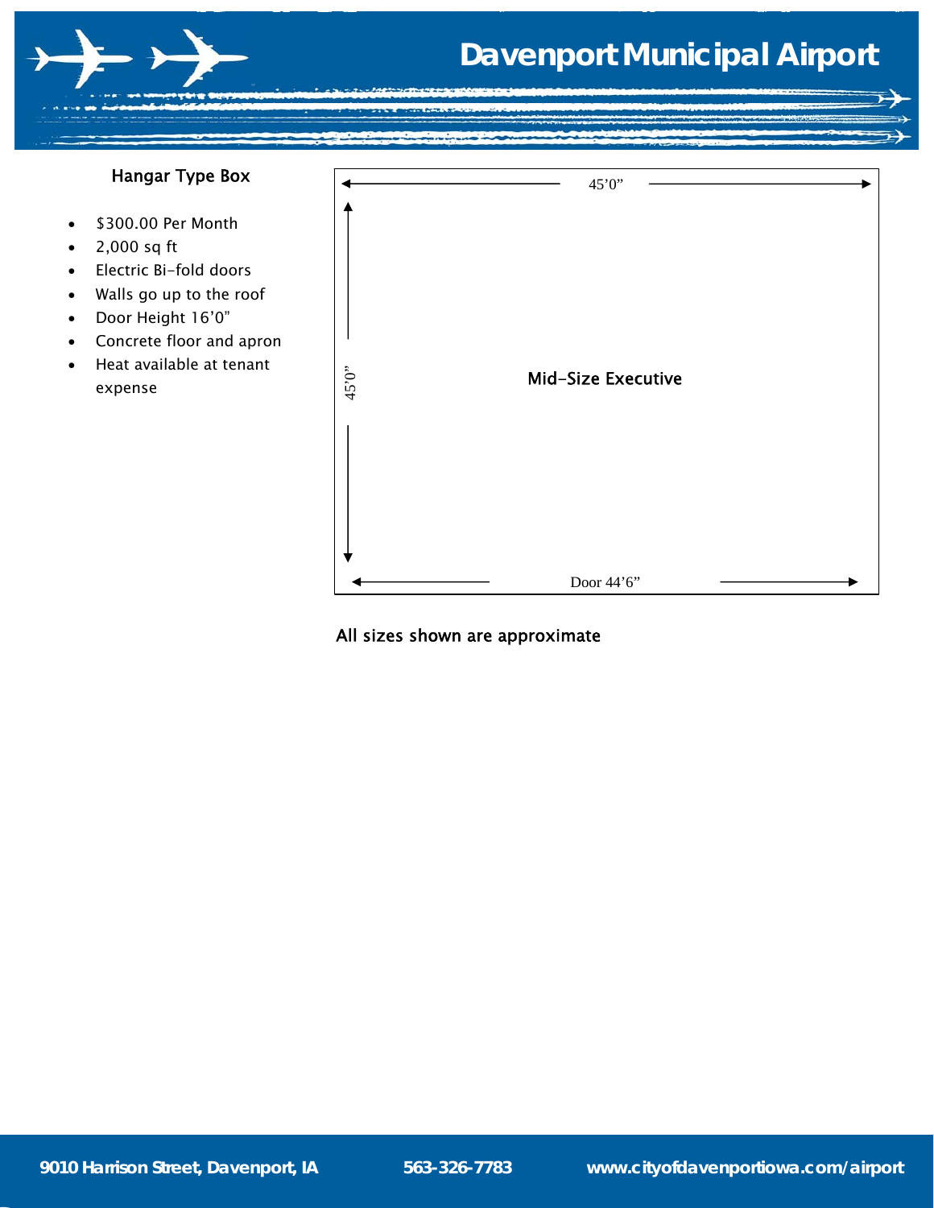# Davenport Municipal Airport

### Hangar Type Box

- $300.00 Per Month
- 2,000 sq ft
- Electric Bi-fold doors
- Walls go up to the roof
- Door Height 16'0"
- Concrete floor and apron
- Heat available at tenant expense

45'0"

45'0"

Mid-Size Executive

Door 44'6"

All sizes shown are approximate

9010 Harrison Street, Davenport, IA    563-326-7783    www.cityofdavenportiowa.com/airport